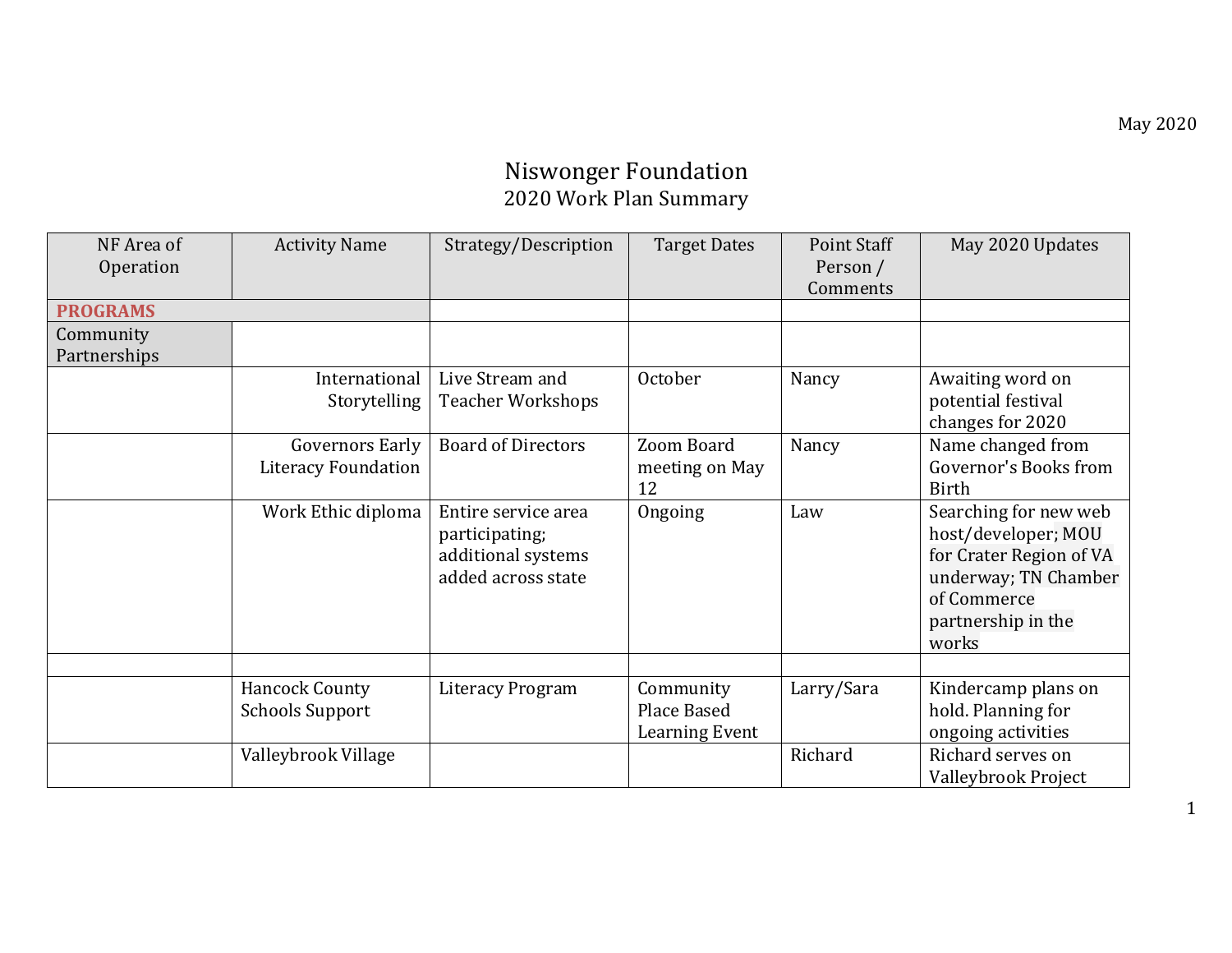May 2020

# Niswonger Foundation
## 2020 Work Plan Summary

| NF Area of Operation | Activity Name | Strategy/Description | Target Dates | Point Staff Person / Comments | May 2020 Updates |
|---|---|---|---|---|---|
| **PROGRAMS** | | | | | |
| Community Partnerships | | | | | |
| | International Storytelling | Live Stream and Teacher Workshops | October | Nancy | Awaiting word on potential festival changes for 2020 |
| | Governors Early Literacy Foundation | Board of Directors | Zoom Board meeting on May 12 | Nancy | Name changed from Governor's Books from Birth |
| | Work Ethic diploma | Entire service area participating; additional systems added across state | Ongoing | Law | Searching for new web host/developer; MOU for Crater Region of VA underway; TN Chamber of Commerce partnership in the works |
| | | | | | |
| | Hancock County Schools Support | Literacy Program | Community Place Based Learning Event | Larry/Sara | Kindercamp plans on hold. Planning for ongoing activities |
| | Valleybrook Village | | | Richard | Richard serves on Valleybrook Project |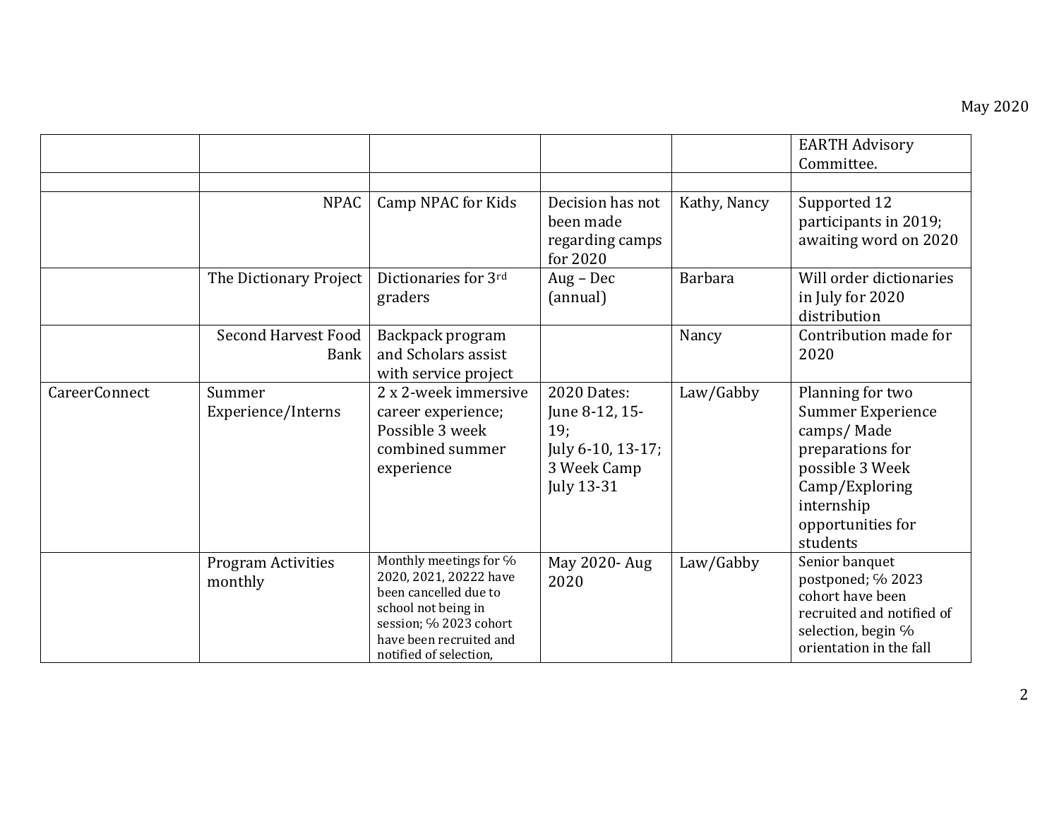|  |  |  |  |  | EARTH Advisory Committee. |
|---|---|---|---|---|---|
|  |  |  |  |  |  |
|  | NPAC | Camp NPAC for Kids | Decision has not been made regarding camps for 2020 | Kathy, Nancy | Supported 12 participants in 2019; awaiting word on 2020 |
|  | The Dictionary Project | Dictionaries for 3rd graders | Aug – Dec (annual) | Barbara | Will order dictionaries in July for 2020 distribution |
|  | Second Harvest Food Bank | Backpack program and Scholars assist with service project |  | Nancy | Contribution made for 2020 |
| CareerConnect | Summer Experience/Interns | 2 x 2-week immersive career experience; Possible 3 week combined summer experience | 2020 Dates: June 8-12, 15-19; July 6-10, 13-17; 3 Week Camp July 13-31 | Law/Gabby | Planning for two Summer Experience camps/ Made preparations for possible 3 Week Camp/Exploring internship opportunities for students |
|  | Program Activities monthly | Monthly meetings for % 2020, 2021, 20222 have been cancelled due to school not being in session; % 2023 cohort have been recruited and notified of selection, | May 2020- Aug 2020 | Law/Gabby | Senior banquet postponed; % 2023 cohort have been recruited and notified of selection, begin % orientation in the fall |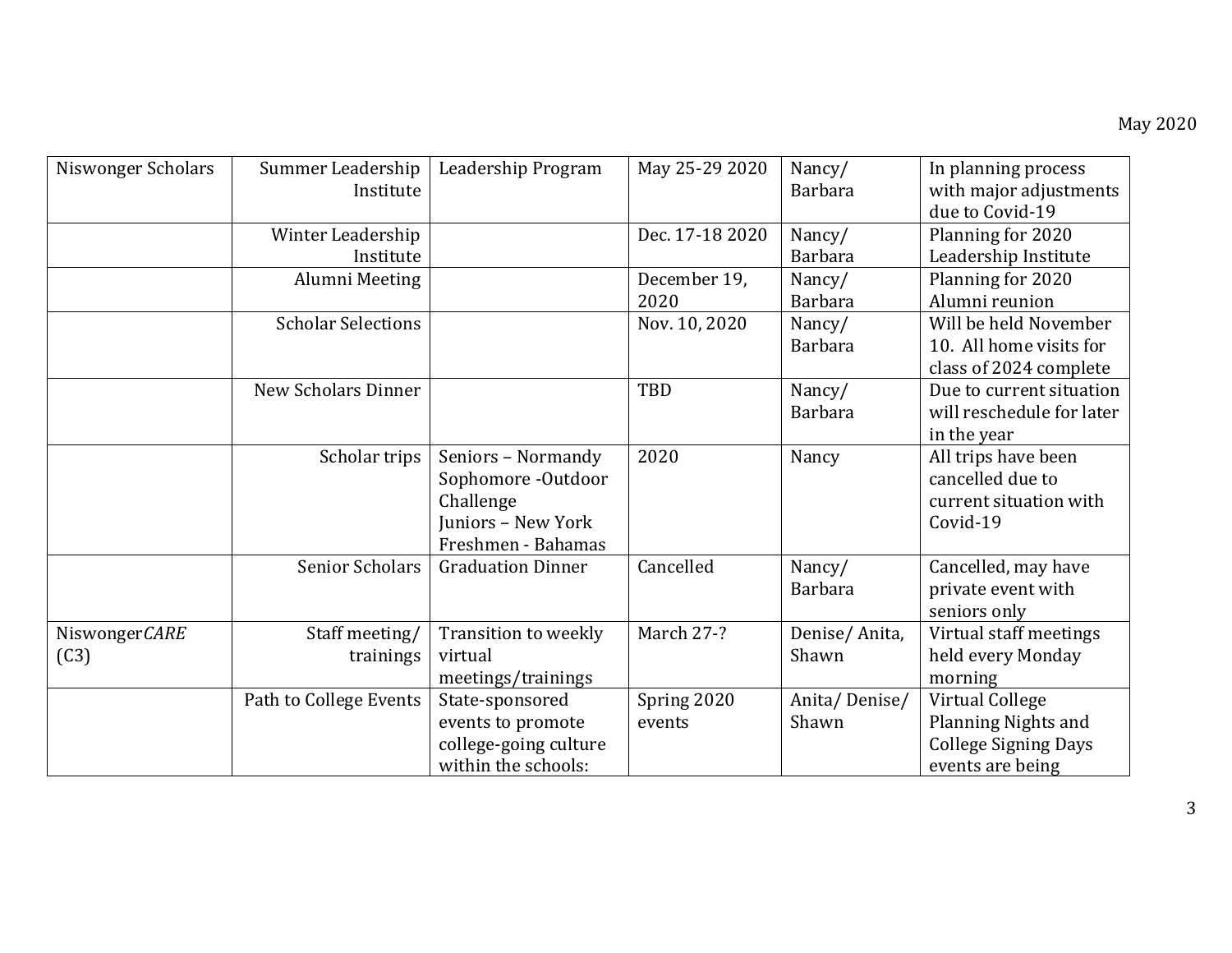May 2020

| | | | | | |
|---|---|---|---|---|---|
| Niswonger Scholars | Summer Leadership Institute | Leadership Program | May 25-29 2020 | Nancy/ Barbara | In planning process with major adjustments due to Covid-19 |
| | Winter Leadership Institute | | Dec. 17-18 2020 | Nancy/ Barbara | Planning for 2020 Leadership Institute |
| | Alumni Meeting | | December 19, 2020 | Nancy/ Barbara | Planning for 2020 Alumni reunion |
| | Scholar Selections | | Nov. 10, 2020 | Nancy/ Barbara | Will be held November 10. All home visits for class of 2024 complete |
| | New Scholars Dinner | | TBD | Nancy/ Barbara | Due to current situation will reschedule for later in the year |
| | Scholar trips | Seniors – Normandy<br>Sophomore -Outdoor Challenge<br>Juniors – New York<br>Freshmen - Bahamas | 2020 | Nancy | All trips have been cancelled due to current situation with Covid-19 |
| | Senior Scholars | Graduation Dinner | Cancelled | Nancy/ Barbara | Cancelled, may have private event with seniors only |
| Niswonger*CARE* (C3) | Staff meeting/ trainings | Transition to weekly virtual meetings/trainings | March 27-? | Denise/ Anita, Shawn | Virtual staff meetings held every Monday morning |
| | Path to College Events | State-sponsored events to promote college-going culture within the schools: | Spring 2020 events | Anita/ Denise/ Shawn | Virtual College Planning Nights and College Signing Days events are being |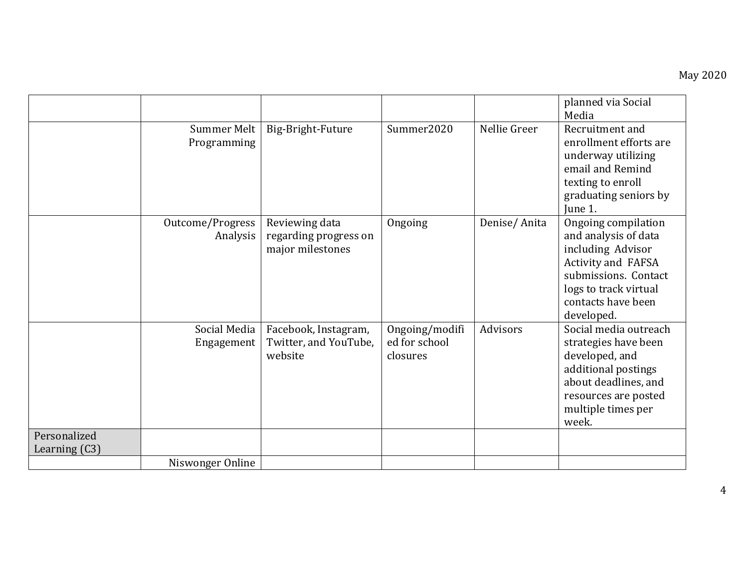| | | | | | |
|---|---|---|---|---|---|
| | | | | | planned via Social Media |
| | Summer Melt Programming | Big-Bright-Future | Summer2020 | Nellie Greer | Recruitment and enrollment efforts are underway utilizing email and Remind texting to enroll graduating seniors by June 1. |
| | Outcome/Progress Analysis | Reviewing data regarding progress on major milestones | Ongoing | Denise/ Anita | Ongoing compilation and analysis of data including Advisor Activity and FAFSA submissions. Contact logs to track virtual contacts have been developed. |
| | Social Media Engagement | Facebook, Instagram, Twitter, and YouTube, website | Ongoing/modified for school closures | Advisors | Social media outreach strategies have been developed, and additional postings about deadlines, and resources are posted multiple times per week. |
| Personalized Learning (C3) | | | | | |
| | Niswonger Online | | | | |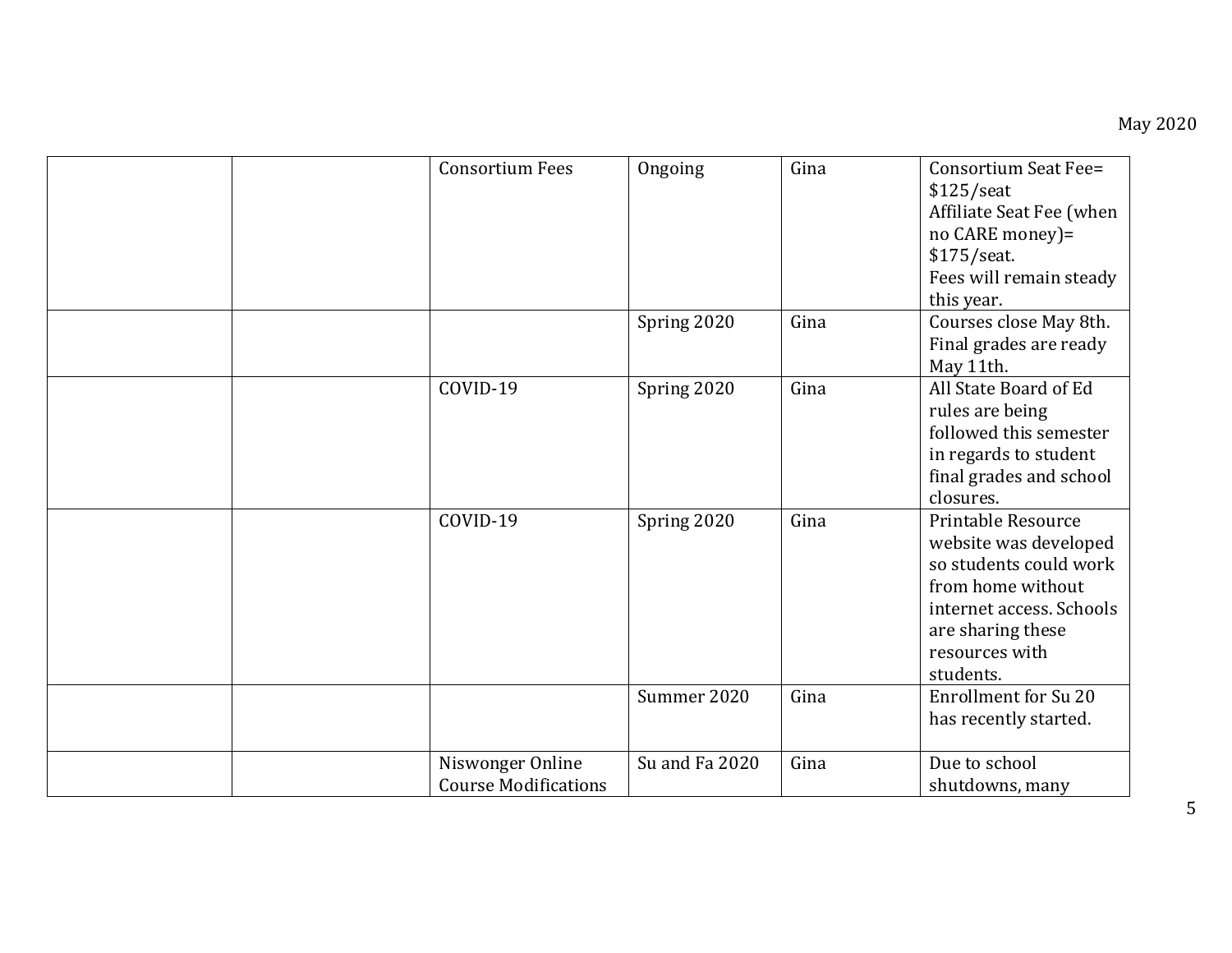| | | | | | |
|---|---|---|---|---|---|
| | | Consortium Fees | Ongoing | Gina | Consortium Seat Fee= $125/seat<br>Affiliate Seat Fee (when no CARE money)= $175/seat.<br>Fees will remain steady this year. |
| | | | Spring 2020 | Gina | Courses close May 8th. Final grades are ready May 11th. |
| | | COVID-19 | Spring 2020 | Gina | All State Board of Ed rules are being followed this semester in regards to student final grades and school closures. |
| | | COVID-19 | Spring 2020 | Gina | Printable Resource website was developed so students could work from home without internet access. Schools are sharing these resources with students. |
| | | | Summer 2020 | Gina | Enrollment for Su 20 has recently started. |
| | | Niswonger Online Course Modifications | Su and Fa 2020 | Gina | Due to school shutdowns, many |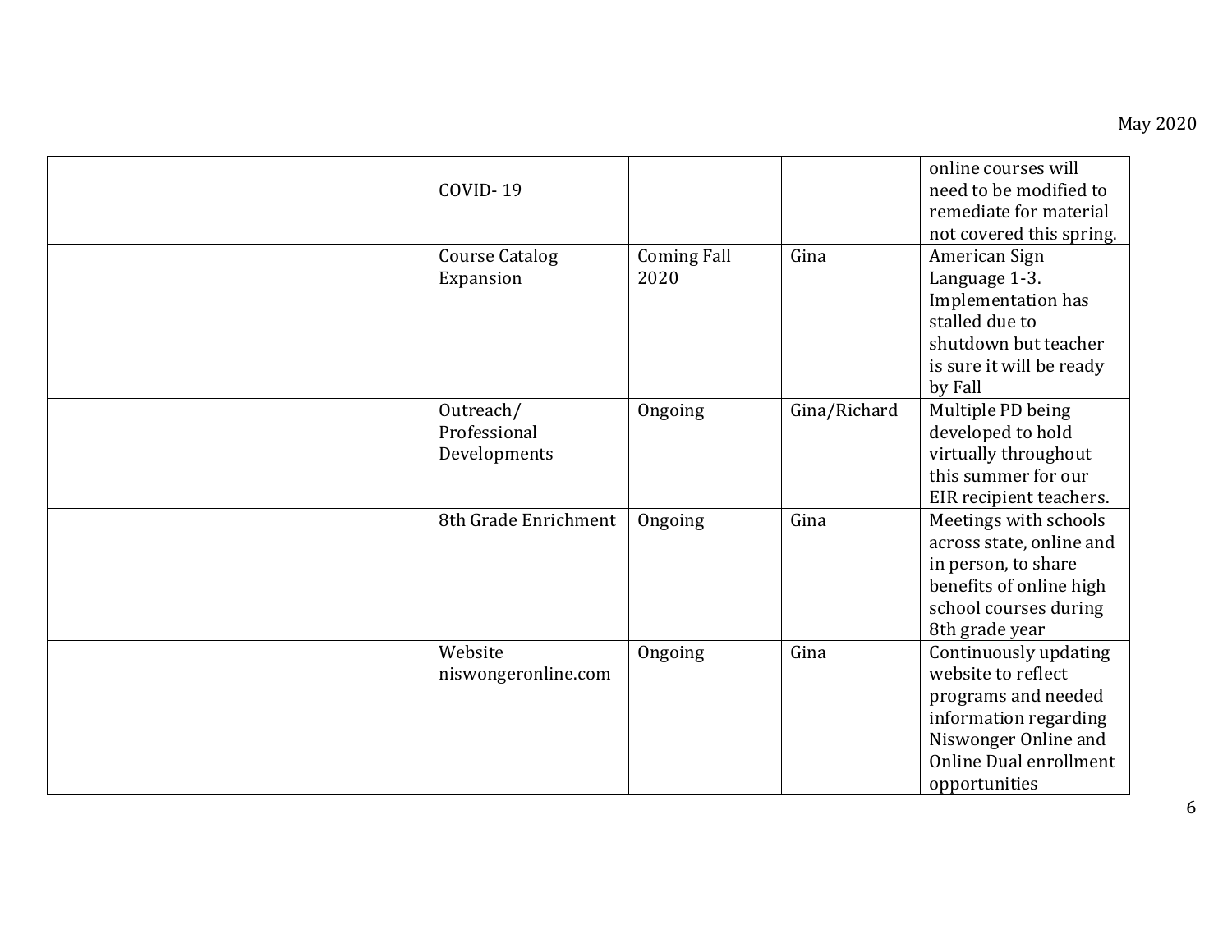|  |  |  |  |  |  |
|---|---|---|---|---|---|
|  |  | COVID- 19 |  |  | online courses will need to be modified to remediate for material not covered this spring. |
|  |  | Course Catalog Expansion | Coming Fall 2020 | Gina | American Sign Language 1-3. Implementation has stalled due to shutdown but teacher is sure it will be ready by Fall |
|  |  | Outreach/ Professional Developments | Ongoing | Gina/Richard | Multiple PD being developed to hold virtually throughout this summer for our EIR recipient teachers. |
|  |  | 8th Grade Enrichment | Ongoing | Gina | Meetings with schools across state, online and in person, to share benefits of online high school courses during 8th grade year |
|  |  | Website niswongeronline.com | Ongoing | Gina | Continuously updating website to reflect programs and needed information regarding Niswonger Online and Online Dual enrollment opportunities |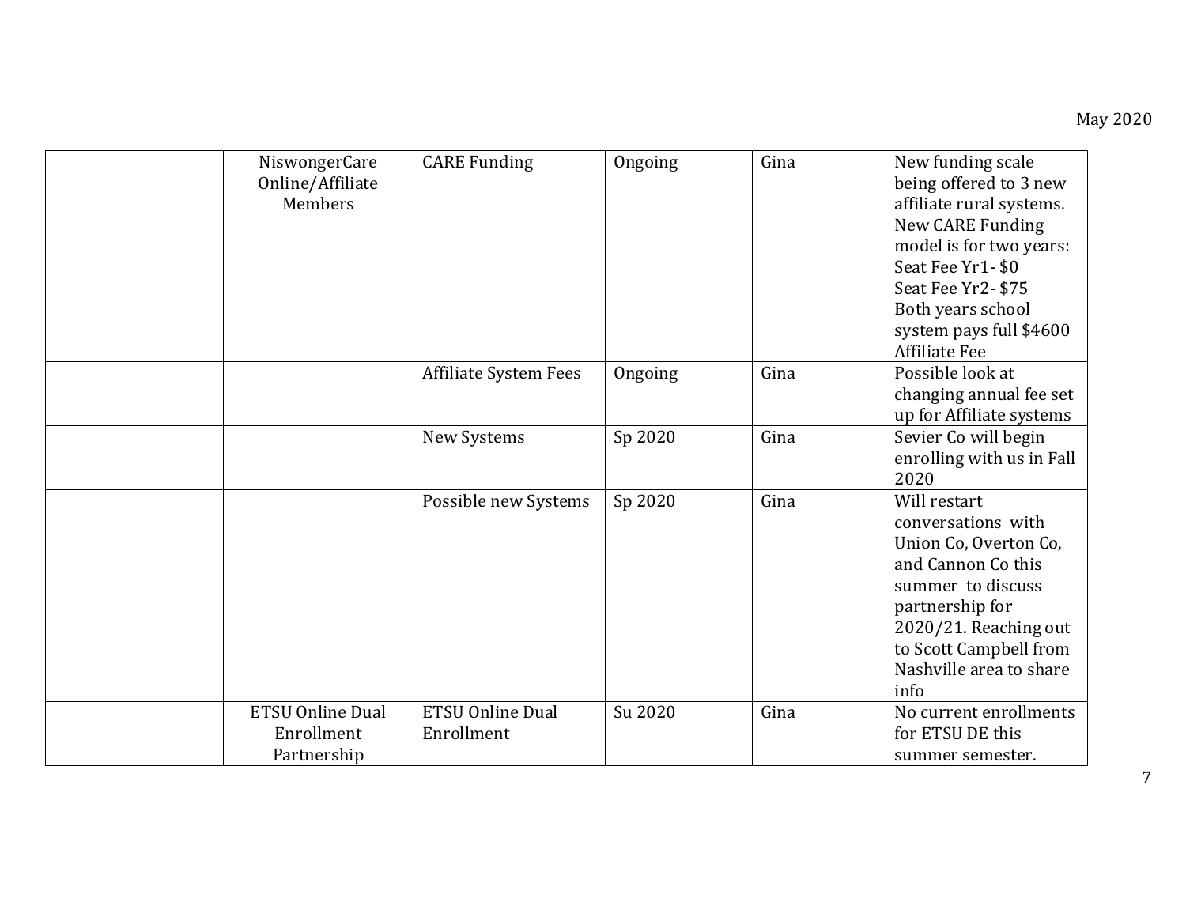|  |  |  |  |  |  |
|---|---|---|---|---|---|
|  | NiswongerCare Online/Affiliate Members | CARE Funding | Ongoing | Gina | New funding scale being offered to 3 new affiliate rural systems. New CARE Funding model is for two years: Seat Fee Yr1- $0 Seat Fee Yr2- $75 Both years school system pays full $4600 Affiliate Fee |
|  |  | Affiliate System Fees | Ongoing | Gina | Possible look at changing annual fee set up for Affiliate systems |
|  |  | New Systems | Sp 2020 | Gina | Sevier Co will begin enrolling with us in Fall 2020 |
|  |  | Possible new Systems | Sp 2020 | Gina | Will restart conversations with Union Co, Overton Co, and Cannon Co this summer to discuss partnership for 2020/21. Reaching out to Scott Campbell from Nashville area to share info |
|  | ETSU Online Dual Enrollment Partnership | ETSU Online Dual Enrollment | Su 2020 | Gina | No current enrollments for ETSU DE this summer semester. |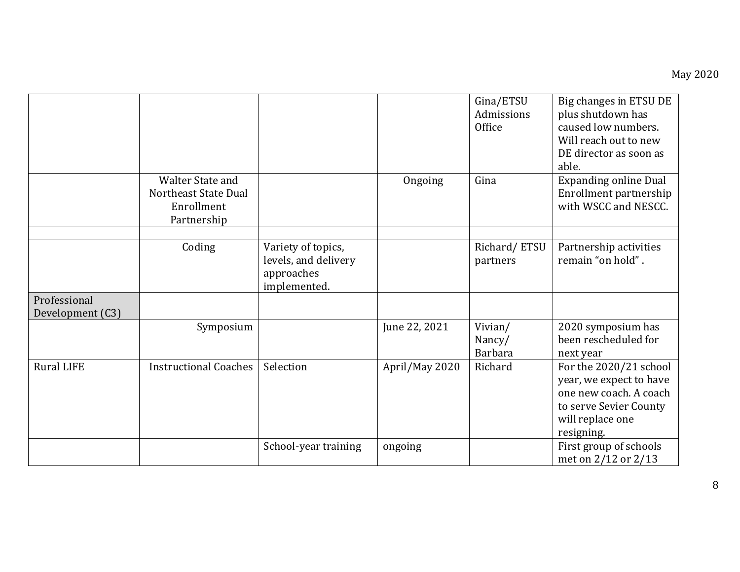| | | | | | |
|---|---|---|---|---|---|
| | | | | Gina/ETSU Admissions Office | Big changes in ETSU DE plus shutdown has caused low numbers. Will reach out to new DE director as soon as able. |
| | Walter State and Northeast State Dual Enrollment Partnership | | Ongoing | Gina | Expanding online Dual Enrollment partnership with WSCC and NESCC. |
| | | | | | |
| | Coding | Variety of topics, levels, and delivery approaches implemented. | | Richard/ ETSU partners | Partnership activities remain "on hold" . |
| Professional Development (C3) | | | | | |
| | Symposium | | June 22, 2021 | Vivian/ Nancy/ Barbara | 2020 symposium has been rescheduled for next year |
| Rural LIFE | Instructional Coaches | Selection | April/May 2020 | Richard | For the 2020/21 school year, we expect to have one new coach. A coach to serve Sevier County will replace one resigning. |
| | | School-year training | ongoing | | First group of schools met on 2/12 or 2/13 |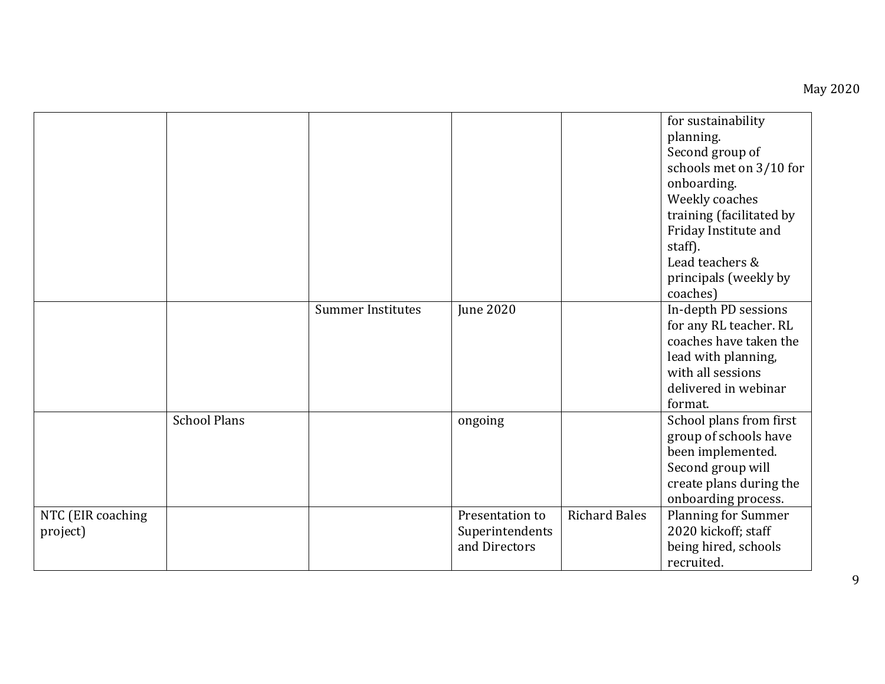| | | | | | |
|---|---|---|---|---|---|
| | | | | | for sustainability planning. Second group of schools met on 3/10 for onboarding. Weekly coaches training (facilitated by Friday Institute and staff). Lead teachers & principals (weekly by coaches) |
| | | Summer Institutes | June 2020 | | In-depth PD sessions for any RL teacher. RL coaches have taken the lead with planning, with all sessions delivered in webinar format. |
| | School Plans | | ongoing | | School plans from first group of schools have been implemented. Second group will create plans during the onboarding process. |
| NTC (EIR coaching project) | | | Presentation to Superintendents and Directors | Richard Bales | Planning for Summer 2020 kickoff; staff being hired, schools recruited. |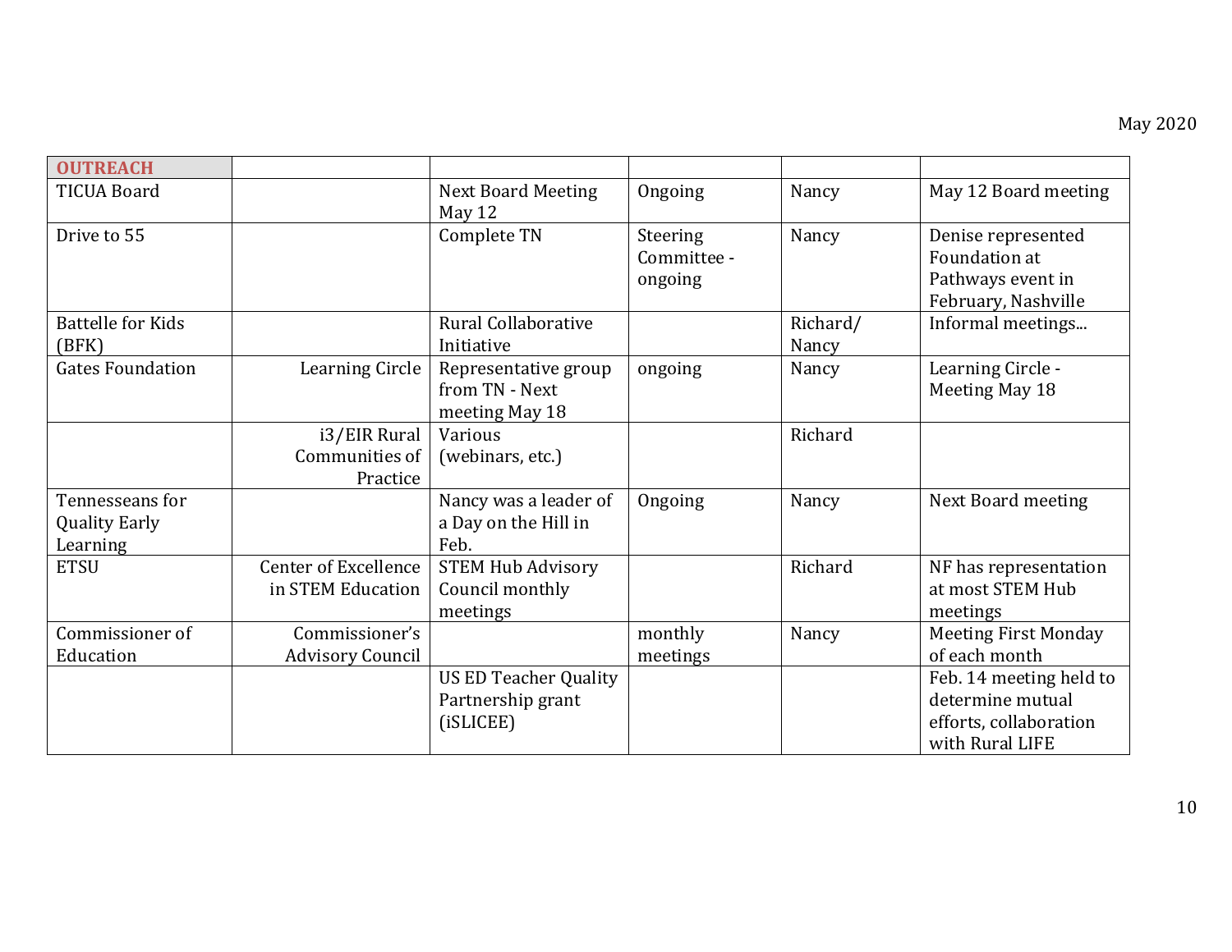May 2020

| **OUTREACH** | | | | | |
|---|---|---|---|---|---|
| TICUA Board | | Next Board Meeting May 12 | Ongoing | Nancy | May 12 Board meeting |
| Drive to 55 | | Complete TN | Steering Committee - ongoing | Nancy | Denise represented Foundation at Pathways event in February, Nashville |
| Battelle for Kids (BFK) | | Rural Collaborative Initiative | | Richard/ Nancy | Informal meetings... |
| Gates Foundation | Learning Circle | Representative group from TN - Next meeting May 18 | ongoing | Nancy | Learning Circle - Meeting May 18 |
| | i3/EIR Rural Communities of Practice | Various (webinars, etc.) | | Richard | |
| Tennesseans for Quality Early Learning | | Nancy was a leader of a Day on the Hill in Feb. | Ongoing | Nancy | Next Board meeting |
| ETSU | Center of Excellence in STEM Education | STEM Hub Advisory Council monthly meetings | | Richard | NF has representation at most STEM Hub meetings |
| Commissioner of Education | Commissioner's Advisory Council | | monthly meetings | Nancy | Meeting First Monday of each month |
| | | US ED Teacher Quality Partnership grant (iSLICEE) | | | Feb. 14 meeting held to determine mutual efforts, collaboration with Rural LIFE |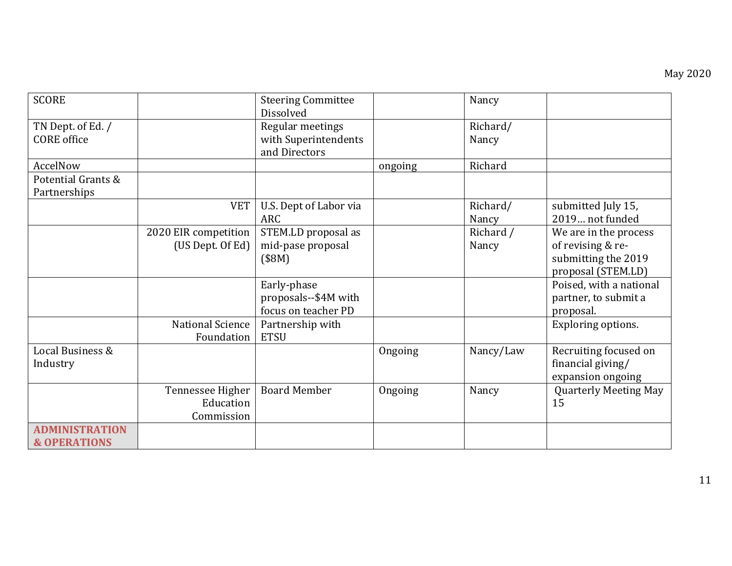| SCORE | | Steering Committee Dissolved | | Nancy | |
|---|---|---|---|---|---|
| TN Dept. of Ed. / CORE office | | Regular meetings with Superintendents and Directors | | Richard/ Nancy | |
| AccelNow | | | ongoing | Richard | |
| Potential Grants & Partnerships | | | | | |
| | VET | U.S. Dept of Labor via ARC | | Richard/ Nancy | submitted July 15, 2019… not funded |
| | 2020 EIR competition (US Dept. Of Ed) | STEM.LD proposal as mid-pase proposal ($8M) | | Richard / Nancy | We are in the process of revising & re-submitting the 2019 proposal (STEM.LD) |
| | | Early-phase proposals--$4M with focus on teacher PD | | | Poised, with a national partner, to submit a proposal. |
| | National Science Foundation | Partnership with ETSU | | | Exploring options. |
| Local Business & Industry | | | Ongoing | Nancy/Law | Recruiting focused on financial giving/ expansion ongoing |
| | Tennessee Higher Education Commission | Board Member | Ongoing | Nancy | Quarterly Meeting May 15 |
| **ADMINISTRATION & OPERATIONS** | | | | | |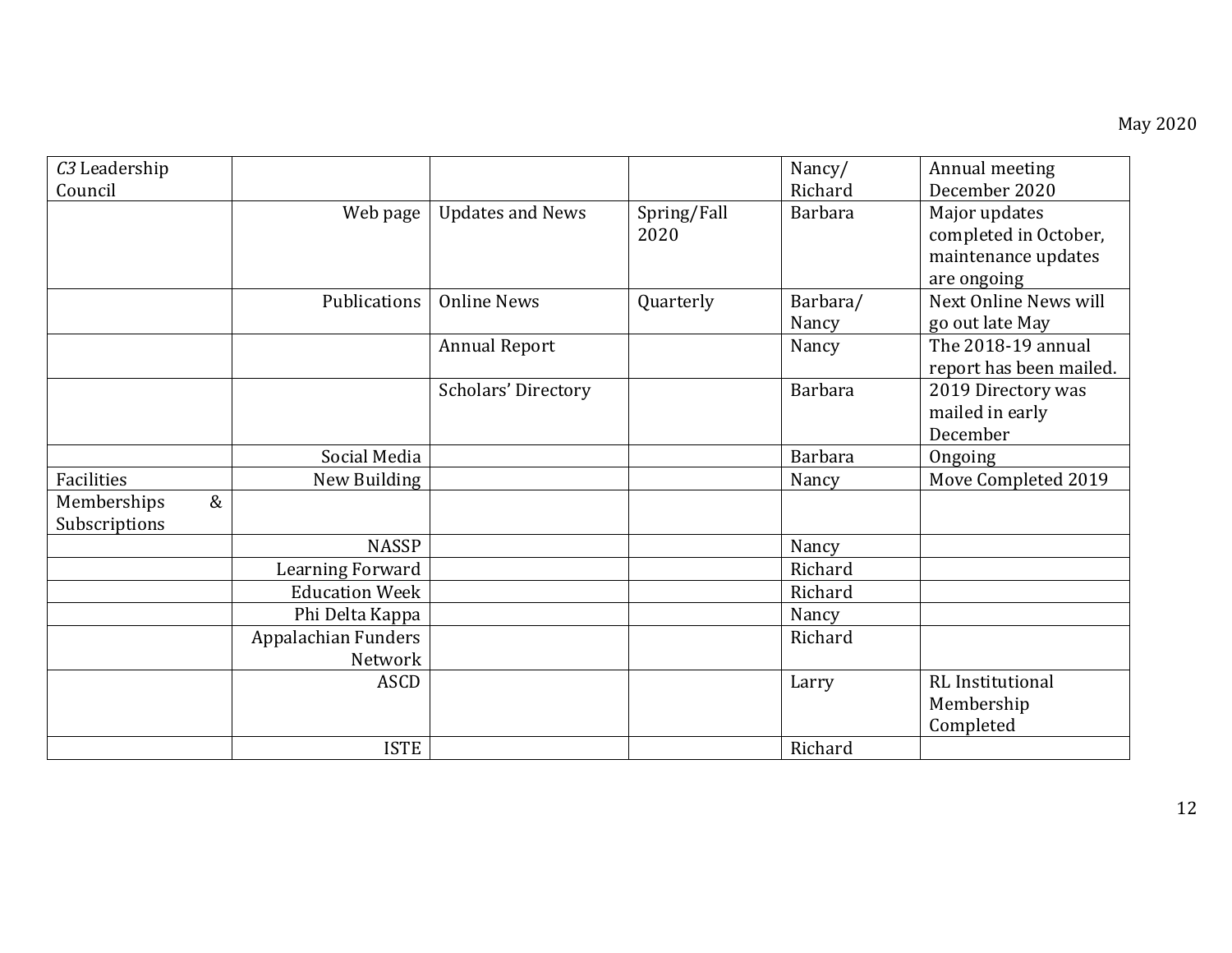May 2020

| | | | | | |
|---|---|---|---|---|---|
| *C3* Leadership Council | | | | Nancy/ Richard | Annual meeting December 2020 |
| | Web page | Updates and News | Spring/Fall 2020 | Barbara | Major updates completed in October, maintenance updates are ongoing |
| | Publications | Online News | Quarterly | Barbara/ Nancy | Next Online News will go out late May |
| | | Annual Report | | Nancy | The 2018-19 annual report has been mailed. |
| | | Scholars' Directory | | Barbara | 2019 Directory was mailed in early December |
| | Social Media | | | Barbara | Ongoing |
| Facilities | New Building | | | Nancy | Move Completed 2019 |
| Memberships & Subscriptions | | | | | |
| | NASSP | | | Nancy | |
| | Learning Forward | | | Richard | |
| | Education Week | | | Richard | |
| | Phi Delta Kappa | | | Nancy | |
| | Appalachian Funders Network | | | Richard | |
| | ASCD | | | Larry | RL Institutional Membership Completed |
| | ISTE | | | Richard | |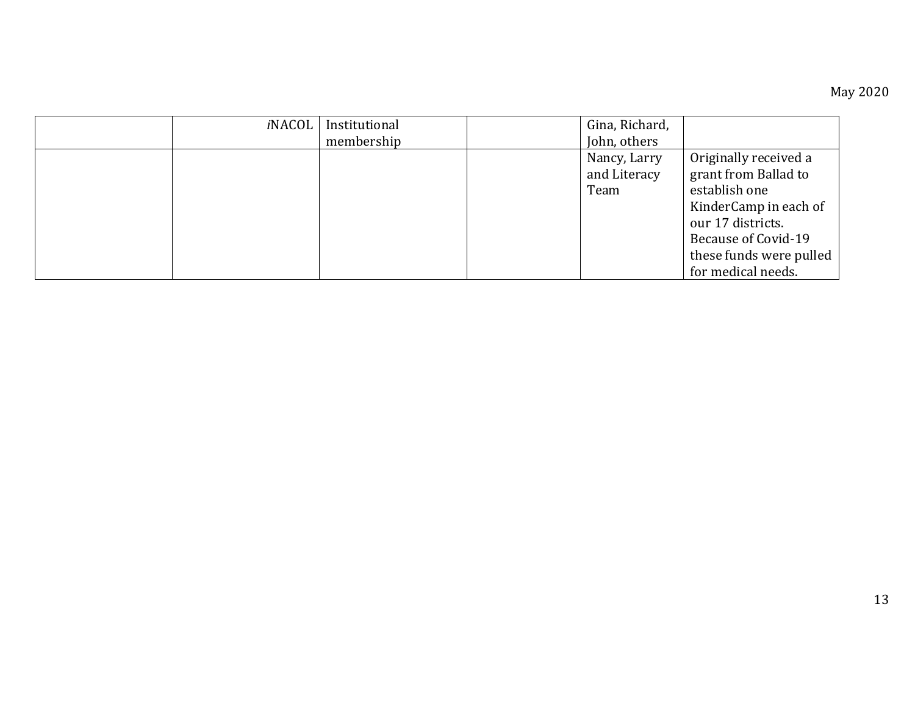| | | | | | |
|---|---|---|---|---|---|
| | *i*NACOL | Institutional membership | | Gina, Richard, John, others | |
| | | | | Nancy, Larry and Literacy Team | Originally received a grant from Ballad to establish one KinderCamp in each of our 17 districts. Because of Covid-19 these funds were pulled for medical needs. |